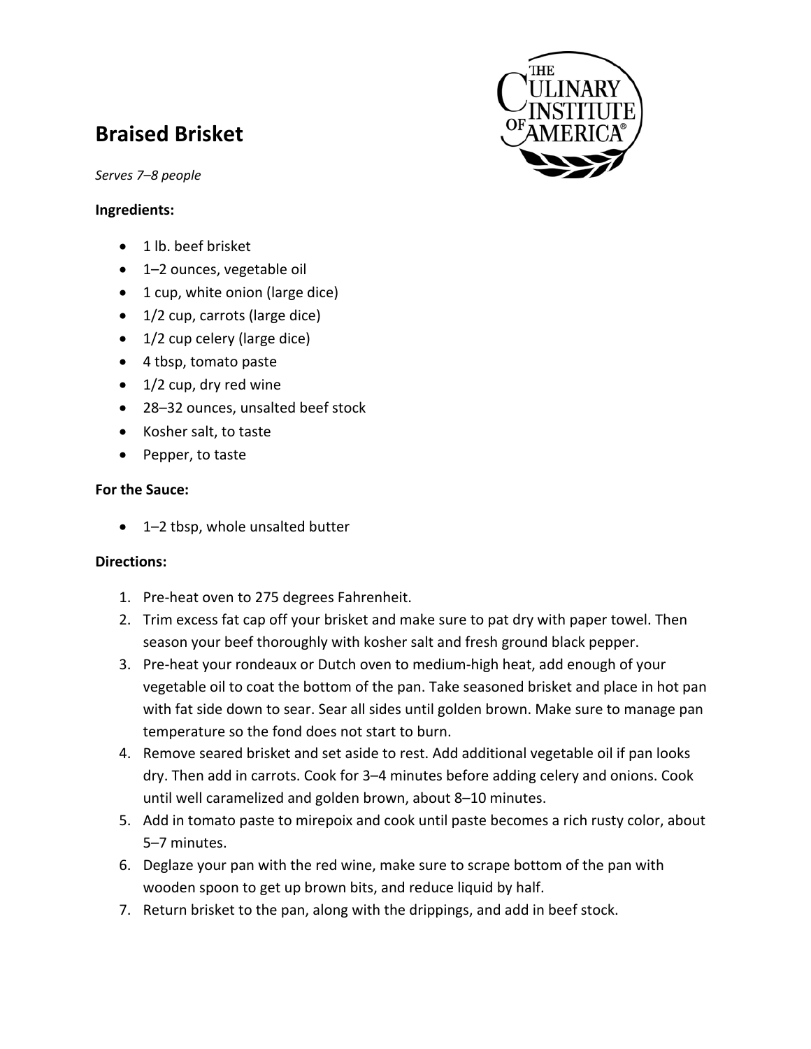# Braised Brisket

*Serves 7–8 people*

**Ingredients:**

- 1 lb. beef brisket
- 1–2 ounces, vegetable oil
- 1 cup, white onion (large dice)
- 1/2 cup, carrots (large dice)
- 1/2 cup celery (large dice)
- 4 tbsp, tomato paste
- 1/2 cup, dry red wine
- 28–32 ounces, unsalted beef stock
- Kosher salt, to taste
- Pepper, to taste

**For the Sauce:**

- 1–2 tbsp, whole unsalted butter

**Directions:**

1. Pre-heat oven to 275 degrees Fahrenheit.
2. Trim excess fat cap off your brisket and make sure to pat dry with paper towel. Then season your beef thoroughly with kosher salt and fresh ground black pepper.
3. Pre-heat your rondeaux or Dutch oven to medium-high heat, add enough of your vegetable oil to coat the bottom of the pan. Take seasoned brisket and place in hot pan with fat side down to sear. Sear all sides until golden brown. Make sure to manage pan temperature so the fond does not start to burn.
4. Remove seared brisket and set aside to rest. Add additional vegetable oil if pan looks dry. Then add in carrots. Cook for 3–4 minutes before adding celery and onions. Cook until well caramelized and golden brown, about 8–10 minutes.
5. Add in tomato paste to mirepoix and cook until paste becomes a rich rusty color, about 5–7 minutes.
6. Deglaze your pan with the red wine, make sure to scrape bottom of the pan with wooden spoon to get up brown bits, and reduce liquid by half.
7. Return brisket to the pan, along with the drippings, and add in beef stock.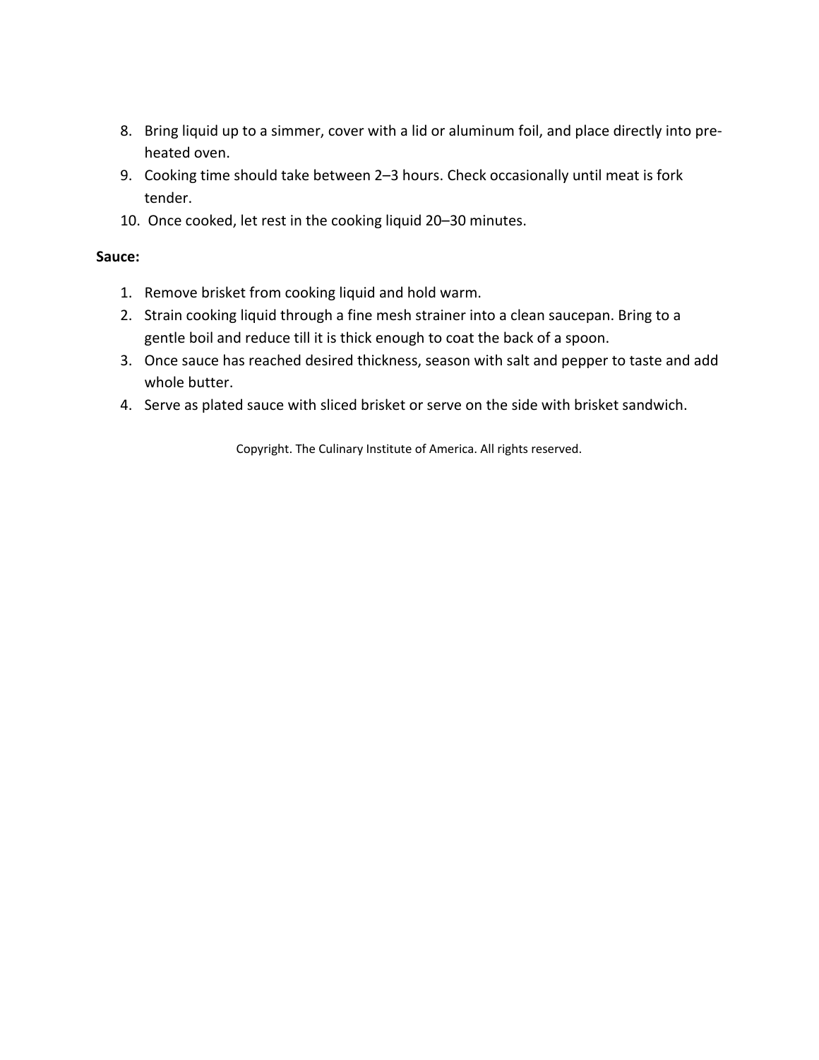8. Bring liquid up to a simmer, cover with a lid or aluminum foil, and place directly into pre-heated oven.
9. Cooking time should take between 2–3 hours. Check occasionally until meat is fork tender.
10. Once cooked, let rest in the cooking liquid 20–30 minutes.

**Sauce:**

1. Remove brisket from cooking liquid and hold warm.
2. Strain cooking liquid through a fine mesh strainer into a clean saucepan. Bring to a gentle boil and reduce till it is thick enough to coat the back of a spoon.
3. Once sauce has reached desired thickness, season with salt and pepper to taste and add whole butter.
4. Serve as plated sauce with sliced brisket or serve on the side with brisket sandwich.

Copyright. The Culinary Institute of America. All rights reserved.